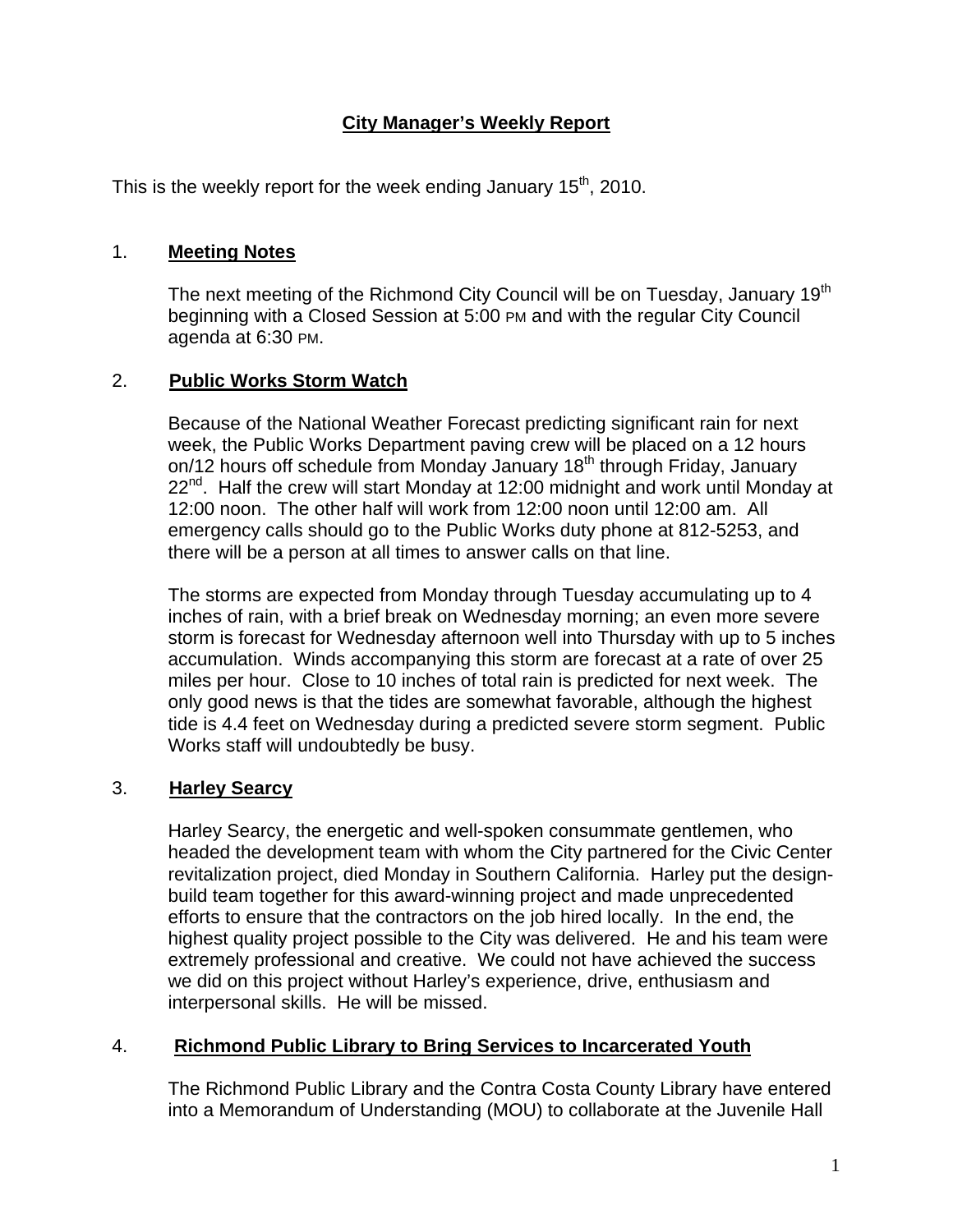# City Manager's Weekly Report

This is the weekly report for the week ending January 15th, 2010.

## 1. **Meeting Notes**

The next meeting of the Richmond City Council will be on Tuesday, January 19th beginning with a Closed Session at 5:00 PM and with the regular City Council agenda at 6:30 PM.

## 2. **Public Works Storm Watch**

Because of the National Weather Forecast predicting significant rain for next week, the Public Works Department paving crew will be placed on a 12 hours on/12 hours off schedule from Monday January 18th through Friday, January 22nd. Half the crew will start Monday at 12:00 midnight and work until Monday at 12:00 noon. The other half will work from 12:00 noon until 12:00 am. All emergency calls should go to the Public Works duty phone at 812-5253, and there will be a person at all times to answer calls on that line.

The storms are expected from Monday through Tuesday accumulating up to 4 inches of rain, with a brief break on Wednesday morning; an even more severe storm is forecast for Wednesday afternoon well into Thursday with up to 5 inches accumulation. Winds accompanying this storm are forecast at a rate of over 25 miles per hour. Close to 10 inches of total rain is predicted for next week. The only good news is that the tides are somewhat favorable, although the highest tide is 4.4 feet on Wednesday during a predicted severe storm segment. Public Works staff will undoubtedly be busy.

## 3. **Harley Searcy**

Harley Searcy, the energetic and well-spoken consummate gentlemen, who headed the development team with whom the City partnered for the Civic Center revitalization project, died Monday in Southern California. Harley put the design-build team together for this award-winning project and made unprecedented efforts to ensure that the contractors on the job hired locally. In the end, the highest quality project possible to the City was delivered. He and his team were extremely professional and creative. We could not have achieved the success we did on this project without Harley's experience, drive, enthusiasm and interpersonal skills. He will be missed.

## 4. **Richmond Public Library to Bring Services to Incarcerated Youth**

The Richmond Public Library and the Contra Costa County Library have entered into a Memorandum of Understanding (MOU) to collaborate at the Juvenile Hall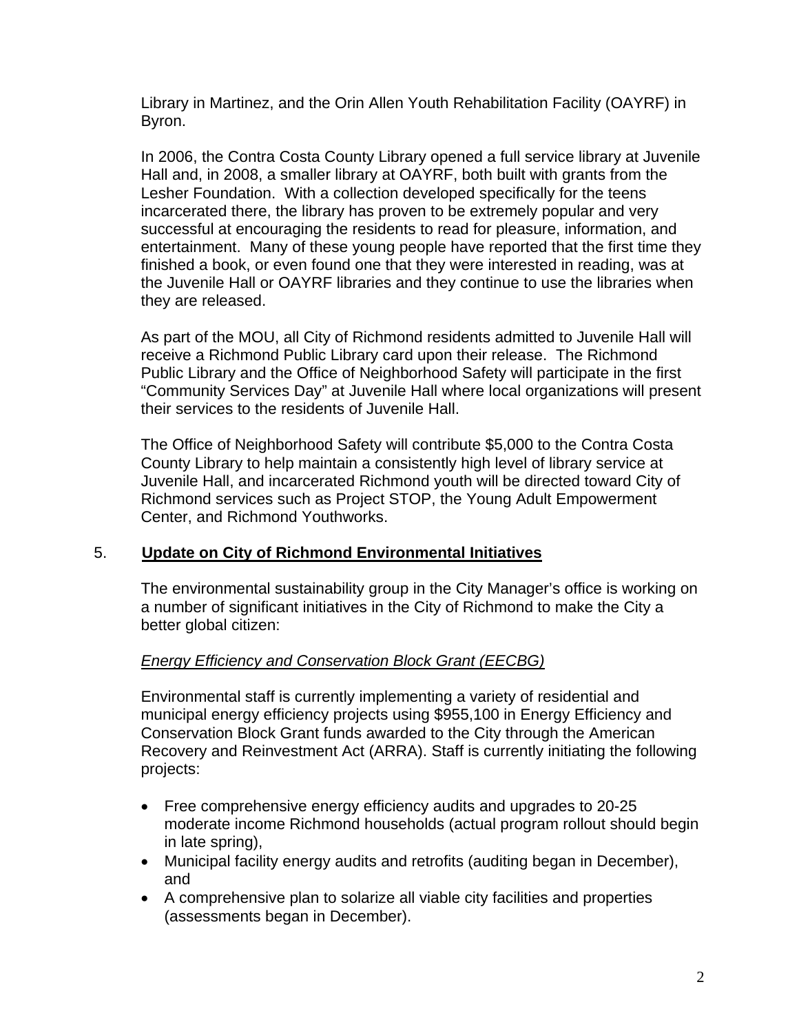Library in Martinez, and the Orin Allen Youth Rehabilitation Facility (OAYRF) in Byron.

In 2006, the Contra Costa County Library opened a full service library at Juvenile Hall and, in 2008, a smaller library at OAYRF, both built with grants from the Lesher Foundation. With a collection developed specifically for the teens incarcerated there, the library has proven to be extremely popular and very successful at encouraging the residents to read for pleasure, information, and entertainment. Many of these young people have reported that the first time they finished a book, or even found one that they were interested in reading, was at the Juvenile Hall or OAYRF libraries and they continue to use the libraries when they are released.

As part of the MOU, all City of Richmond residents admitted to Juvenile Hall will receive a Richmond Public Library card upon their release. The Richmond Public Library and the Office of Neighborhood Safety will participate in the first "Community Services Day" at Juvenile Hall where local organizations will present their services to the residents of Juvenile Hall.

The Office of Neighborhood Safety will contribute $5,000 to the Contra Costa County Library to help maintain a consistently high level of library service at Juvenile Hall, and incarcerated Richmond youth will be directed toward City of Richmond services such as Project STOP, the Young Adult Empowerment Center, and Richmond Youthworks.

## 5. Update on City of Richmond Environmental Initiatives

The environmental sustainability group in the City Manager's office is working on a number of significant initiatives in the City of Richmond to make the City a better global citizen:

*Energy Efficiency and Conservation Block Grant (EECBG)*

Environmental staff is currently implementing a variety of residential and municipal energy efficiency projects using $955,100 in Energy Efficiency and Conservation Block Grant funds awarded to the City through the American Recovery and Reinvestment Act (ARRA). Staff is currently initiating the following projects:

- Free comprehensive energy efficiency audits and upgrades to 20-25 moderate income Richmond households (actual program rollout should begin in late spring),
- Municipal facility energy audits and retrofits (auditing began in December), and
- A comprehensive plan to solarize all viable city facilities and properties (assessments began in December).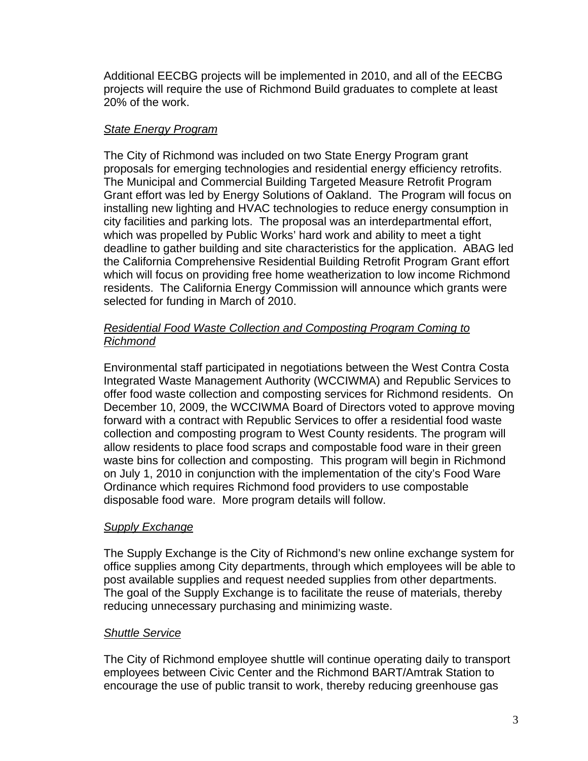Additional EECBG projects will be implemented in 2010, and all of the EECBG projects will require the use of Richmond Build graduates to complete at least 20% of the work.

*State Energy Program*

The City of Richmond was included on two State Energy Program grant proposals for emerging technologies and residential energy efficiency retrofits. The Municipal and Commercial Building Targeted Measure Retrofit Program Grant effort was led by Energy Solutions of Oakland. The Program will focus on installing new lighting and HVAC technologies to reduce energy consumption in city facilities and parking lots. The proposal was an interdepartmental effort, which was propelled by Public Works' hard work and ability to meet a tight deadline to gather building and site characteristics for the application. ABAG led the California Comprehensive Residential Building Retrofit Program Grant effort which will focus on providing free home weatherization to low income Richmond residents. The California Energy Commission will announce which grants were selected for funding in March of 2010.

*Residential Food Waste Collection and Composting Program Coming to Richmond*

Environmental staff participated in negotiations between the West Contra Costa Integrated Waste Management Authority (WCCIWMA) and Republic Services to offer food waste collection and composting services for Richmond residents. On December 10, 2009, the WCCIWMA Board of Directors voted to approve moving forward with a contract with Republic Services to offer a residential food waste collection and composting program to West County residents. The program will allow residents to place food scraps and compostable food ware in their green waste bins for collection and composting. This program will begin in Richmond on July 1, 2010 in conjunction with the implementation of the city's Food Ware Ordinance which requires Richmond food providers to use compostable disposable food ware. More program details will follow.

*Supply Exchange*

The Supply Exchange is the City of Richmond's new online exchange system for office supplies among City departments, through which employees will be able to post available supplies and request needed supplies from other departments. The goal of the Supply Exchange is to facilitate the reuse of materials, thereby reducing unnecessary purchasing and minimizing waste.

*Shuttle Service*

The City of Richmond employee shuttle will continue operating daily to transport employees between Civic Center and the Richmond BART/Amtrak Station to encourage the use of public transit to work, thereby reducing greenhouse gas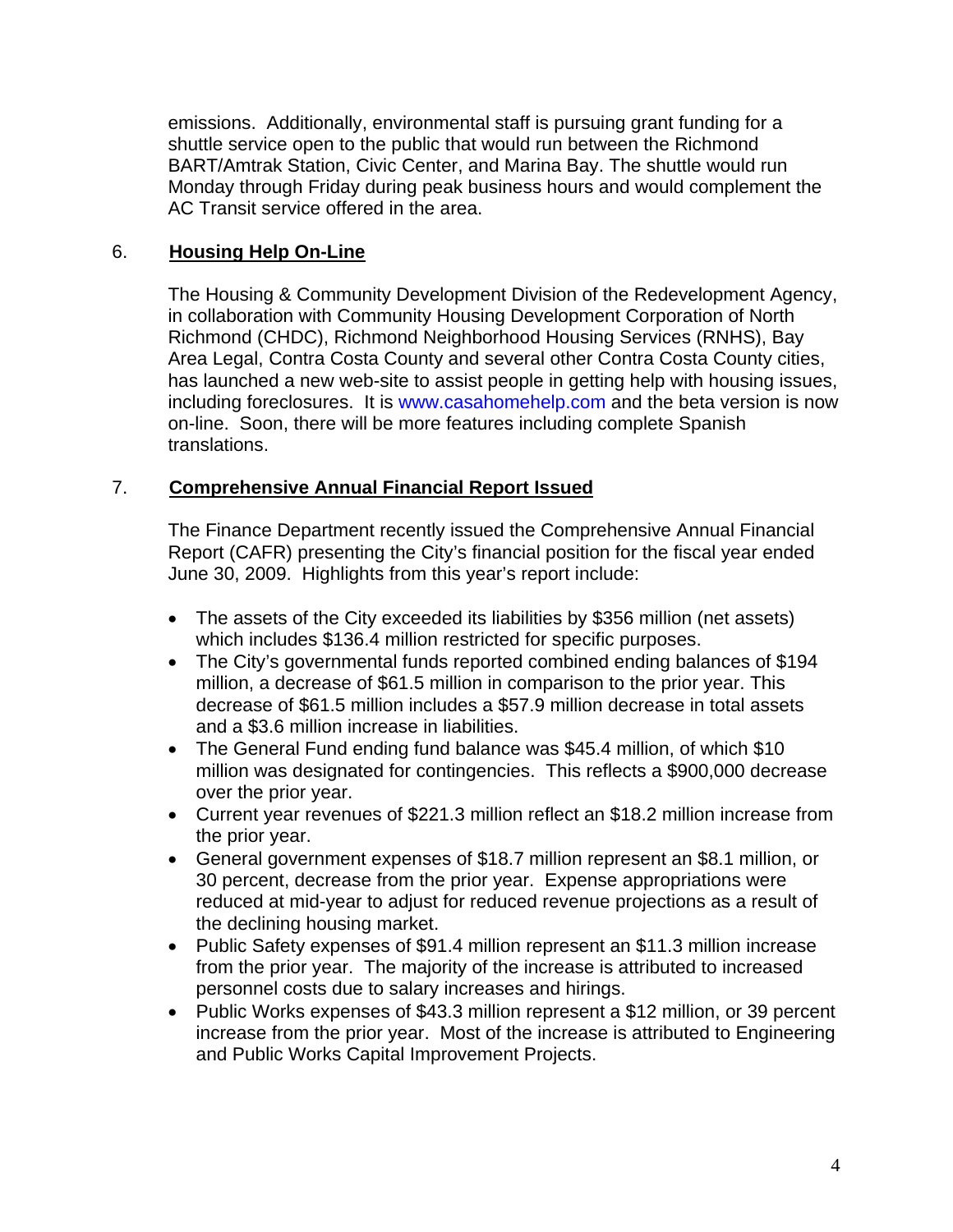emissions. Additionally, environmental staff is pursuing grant funding for a shuttle service open to the public that would run between the Richmond BART/Amtrak Station, Civic Center, and Marina Bay. The shuttle would run Monday through Friday during peak business hours and would complement the AC Transit service offered in the area.

6. **Housing Help On-Line**

The Housing & Community Development Division of the Redevelopment Agency, in collaboration with Community Housing Development Corporation of North Richmond (CHDC), Richmond Neighborhood Housing Services (RNHS), Bay Area Legal, Contra Costa County and several other Contra Costa County cities, has launched a new web-site to assist people in getting help with housing issues, including foreclosures. It is www.casahomehelp.com and the beta version is now on-line. Soon, there will be more features including complete Spanish translations.

7. **Comprehensive Annual Financial Report Issued**

The Finance Department recently issued the Comprehensive Annual Financial Report (CAFR) presenting the City's financial position for the fiscal year ended June 30, 2009. Highlights from this year's report include:

- The assets of the City exceeded its liabilities by $356 million (net assets) which includes $136.4 million restricted for specific purposes.
- The City's governmental funds reported combined ending balances of $194 million, a decrease of $61.5 million in comparison to the prior year. This decrease of $61.5 million includes a $57.9 million decrease in total assets and a $3.6 million increase in liabilities.
- The General Fund ending fund balance was $45.4 million, of which $10 million was designated for contingencies. This reflects a $900,000 decrease over the prior year.
- Current year revenues of $221.3 million reflect an $18.2 million increase from the prior year.
- General government expenses of $18.7 million represent an $8.1 million, or 30 percent, decrease from the prior year. Expense appropriations were reduced at mid-year to adjust for reduced revenue projections as a result of the declining housing market.
- Public Safety expenses of $91.4 million represent an $11.3 million increase from the prior year. The majority of the increase is attributed to increased personnel costs due to salary increases and hirings.
- Public Works expenses of $43.3 million represent a $12 million, or 39 percent increase from the prior year. Most of the increase is attributed to Engineering and Public Works Capital Improvement Projects.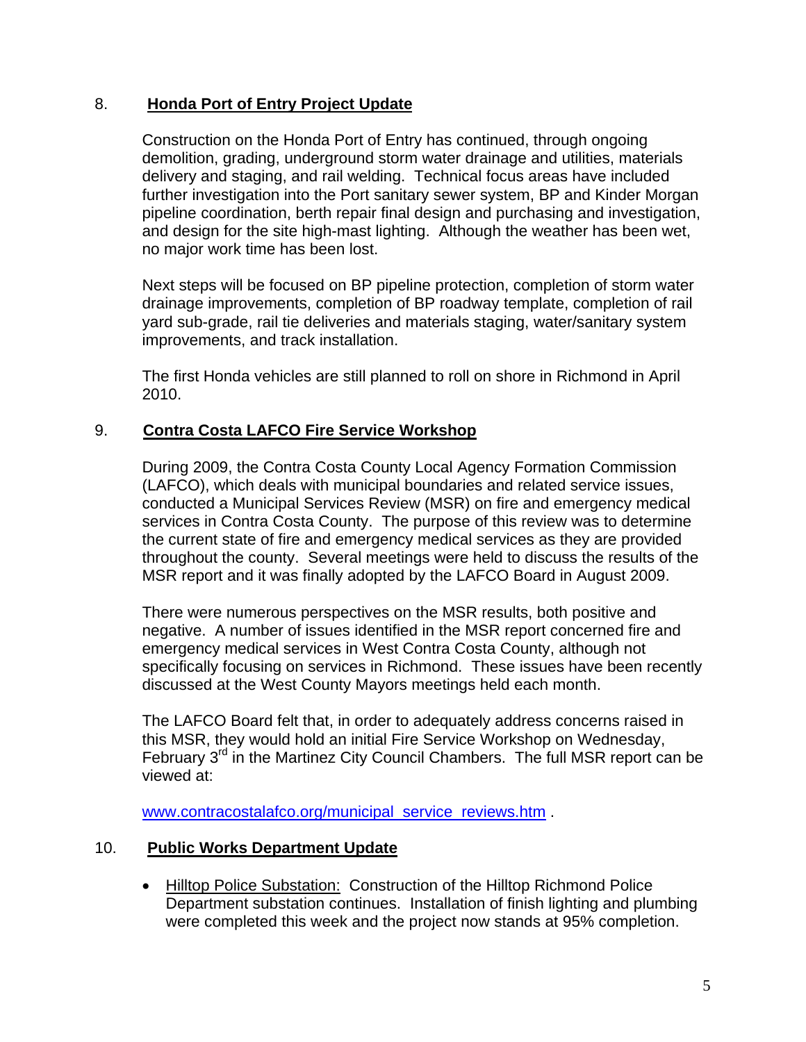8. **Honda Port of Entry Project Update**

Construction on the Honda Port of Entry has continued, through ongoing demolition, grading, underground storm water drainage and utilities, materials delivery and staging, and rail welding. Technical focus areas have included further investigation into the Port sanitary sewer system, BP and Kinder Morgan pipeline coordination, berth repair final design and purchasing and investigation, and design for the site high-mast lighting. Although the weather has been wet, no major work time has been lost.

Next steps will be focused on BP pipeline protection, completion of storm water drainage improvements, completion of BP roadway template, completion of rail yard sub-grade, rail tie deliveries and materials staging, water/sanitary system improvements, and track installation.

The first Honda vehicles are still planned to roll on shore in Richmond in April 2010.

9. **Contra Costa LAFCO Fire Service Workshop**

During 2009, the Contra Costa County Local Agency Formation Commission (LAFCO), which deals with municipal boundaries and related service issues, conducted a Municipal Services Review (MSR) on fire and emergency medical services in Contra Costa County. The purpose of this review was to determine the current state of fire and emergency medical services as they are provided throughout the county. Several meetings were held to discuss the results of the MSR report and it was finally adopted by the LAFCO Board in August 2009.

There were numerous perspectives on the MSR results, both positive and negative. A number of issues identified in the MSR report concerned fire and emergency medical services in West Contra Costa County, although not specifically focusing on services in Richmond. These issues have been recently discussed at the West County Mayors meetings held each month.

The LAFCO Board felt that, in order to adequately address concerns raised in this MSR, they would hold an initial Fire Service Workshop on Wednesday, February 3rd in the Martinez City Council Chambers. The full MSR report can be viewed at:

[www.contracostalafco.org/municipal_service_reviews.htm](http://www.contracostalafco.org/municipal_service_reviews.htm) .

10. **Public Works Department Update**

- Hilltop Police Substation: Construction of the Hilltop Richmond Police Department substation continues. Installation of finish lighting and plumbing were completed this week and the project now stands at 95% completion.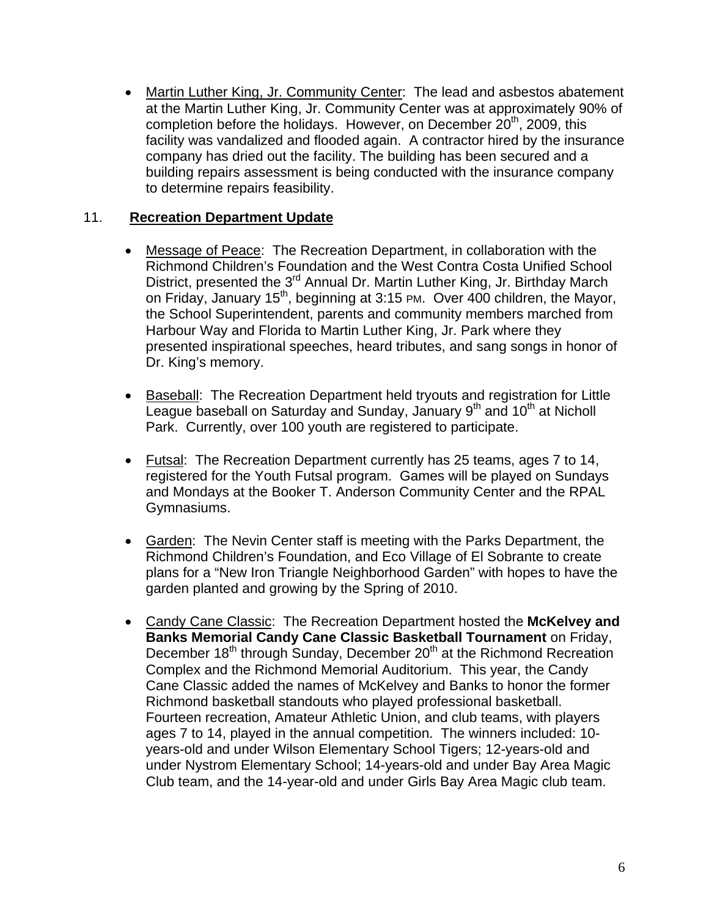- Martin Luther King, Jr. Community Center: The lead and asbestos abatement at the Martin Luther King, Jr. Community Center was at approximately 90% of completion before the holidays. However, on December 20th, 2009, this facility was vandalized and flooded again. A contractor hired by the insurance company has dried out the facility. The building has been secured and a building repairs assessment is being conducted with the insurance company to determine repairs feasibility.

## 11. Recreation Department Update

- Message of Peace: The Recreation Department, in collaboration with the Richmond Children's Foundation and the West Contra Costa Unified School District, presented the 3rd Annual Dr. Martin Luther King, Jr. Birthday March on Friday, January 15th, beginning at 3:15 PM. Over 400 children, the Mayor, the School Superintendent, parents and community members marched from Harbour Way and Florida to Martin Luther King, Jr. Park where they presented inspirational speeches, heard tributes, and sang songs in honor of Dr. King's memory.

- Baseball: The Recreation Department held tryouts and registration for Little League baseball on Saturday and Sunday, January 9th and 10th at Nicholl Park. Currently, over 100 youth are registered to participate.

- Futsal: The Recreation Department currently has 25 teams, ages 7 to 14, registered for the Youth Futsal program. Games will be played on Sundays and Mondays at the Booker T. Anderson Community Center and the RPAL Gymnasiums.

- Garden: The Nevin Center staff is meeting with the Parks Department, the Richmond Children's Foundation, and Eco Village of El Sobrante to create plans for a "New Iron Triangle Neighborhood Garden" with hopes to have the garden planted and growing by the Spring of 2010.

- Candy Cane Classic: The Recreation Department hosted the **McKelvey and Banks Memorial Candy Cane Classic Basketball Tournament** on Friday, December 18th through Sunday, December 20th at the Richmond Recreation Complex and the Richmond Memorial Auditorium. This year, the Candy Cane Classic added the names of McKelvey and Banks to honor the former Richmond basketball standouts who played professional basketball. Fourteen recreation, Amateur Athletic Union, and club teams, with players ages 7 to 14, played in the annual competition. The winners included: 10-years-old and under Wilson Elementary School Tigers; 12-years-old and under Nystrom Elementary School; 14-years-old and under Bay Area Magic Club team, and the 14-year-old and under Girls Bay Area Magic club team.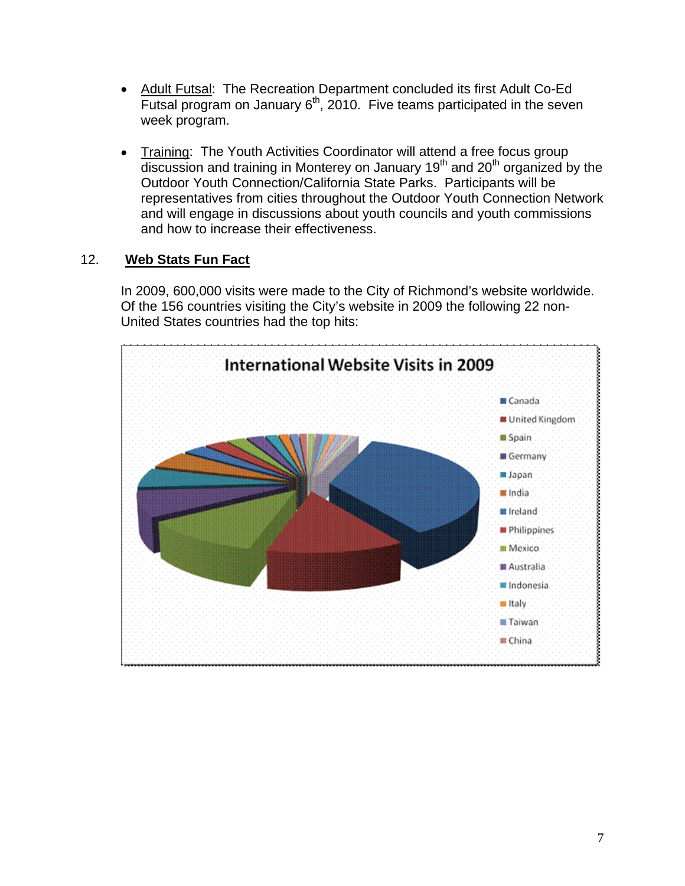- Adult Futsal: The Recreation Department concluded its first Adult Co-Ed Futsal program on January 6th, 2010. Five teams participated in the seven week program.

- Training: The Youth Activities Coordinator will attend a free focus group discussion and training in Monterey on January 19th and 20th organized by the Outdoor Youth Connection/California State Parks. Participants will be representatives from cities throughout the Outdoor Youth Connection Network and will engage in discussions about youth councils and youth commissions and how to increase their effectiveness.

## 12. Web Stats Fun Fact

In 2009, 600,000 visits were made to the City of Richmond's website worldwide. Of the 156 countries visiting the City's website in 2009 the following 22 non-United States countries had the top hits:

International Website Visits in 2009

- Canada
- United Kingdom
- Spain
- Germany
- Japan
- India
- Ireland
- Philippines
- Mexico
- Australia
- Indonesia
- Italy
- Taiwan
- China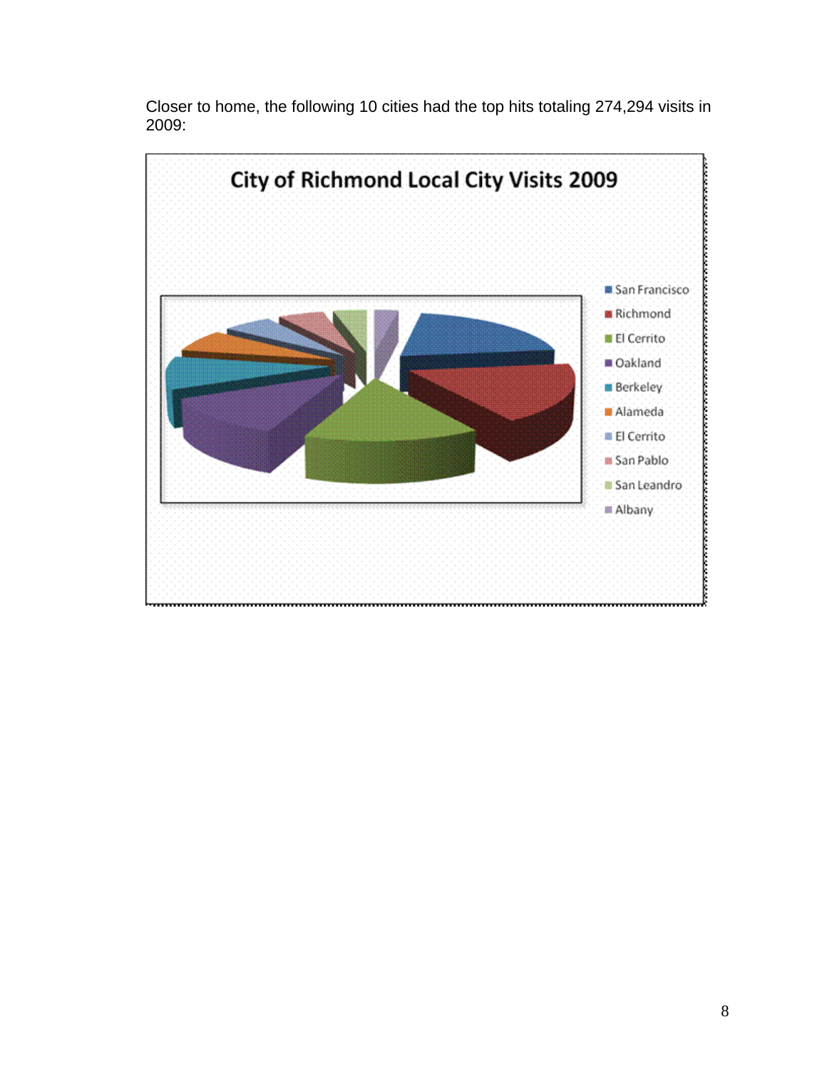Closer to home, the following 10 cities had the top hits totaling 274,294 visits in 2009:

City of Richmond Local City Visits 2009

San Francisco
Richmond
El Cerrito
Oakland
Berkeley
Alameda
El Cerrito
San Pablo
San Leandro
Albany